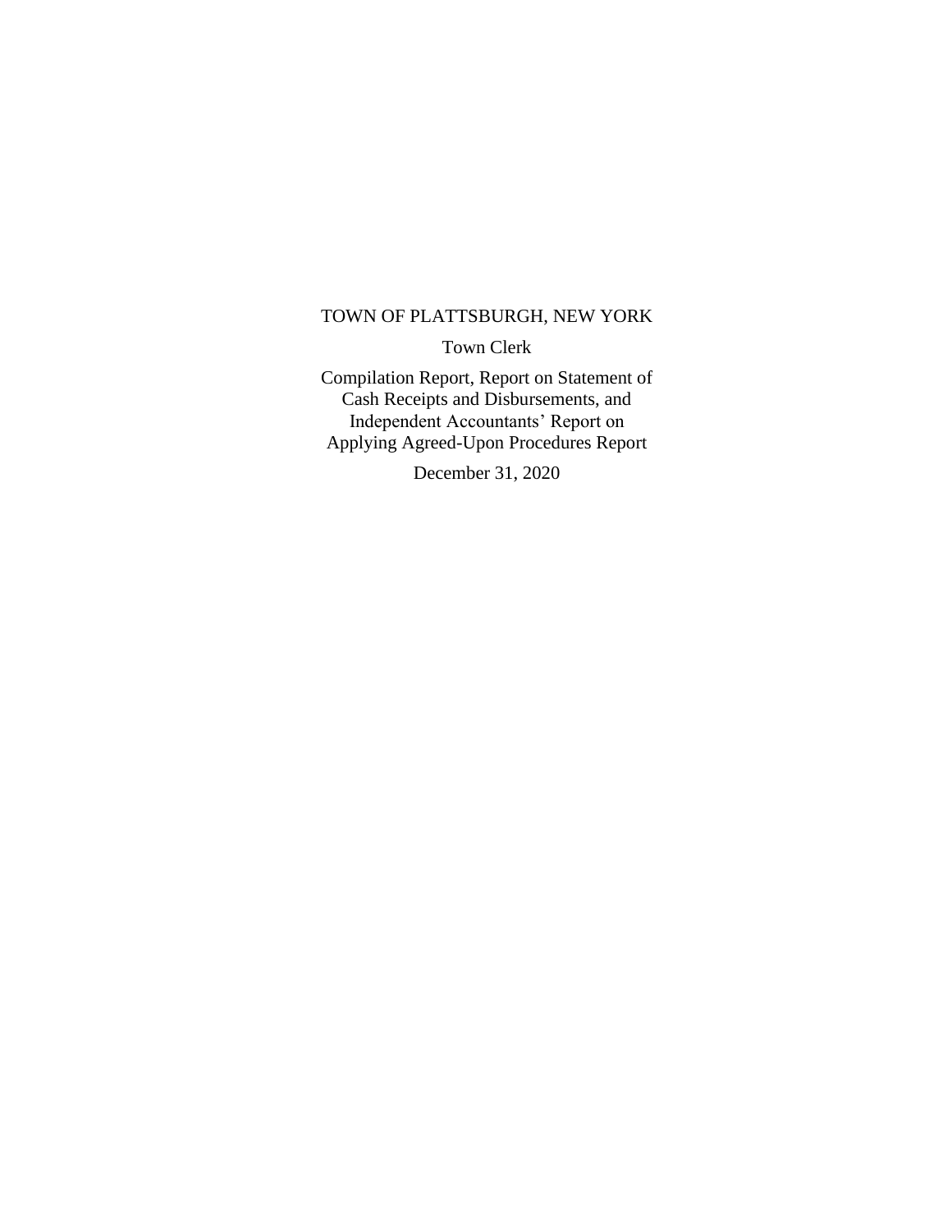# TOWN OF PLATTSBURGH, NEW YORK

## Town Clerk

Compilation Report, Report on Statement of Cash Receipts and Disbursements, and Independent Accountants' Report on Applying Agreed-Upon Procedures Report

December 31, 2020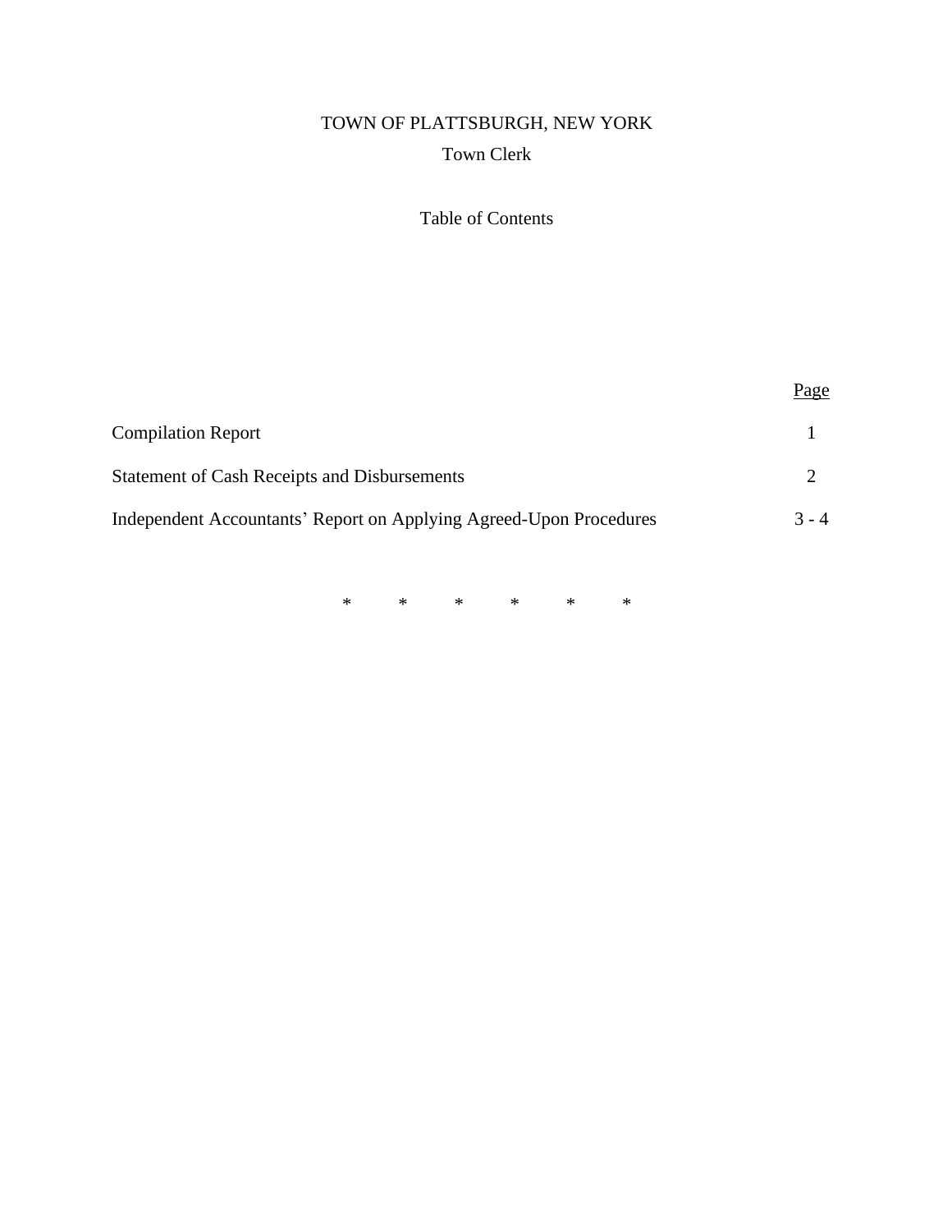# TOWN OF PLATTSBURGH, NEW YORK

## Town Clerk

### Table of Contents

| | Page |
|---|---|
| Compilation Report | 1 |
| Statement of Cash Receipts and Disbursements | 2 |
| Independent Accountants' Report on Applying Agreed-Upon Procedures | 3 - 4 |

\* \* \* \* \* \*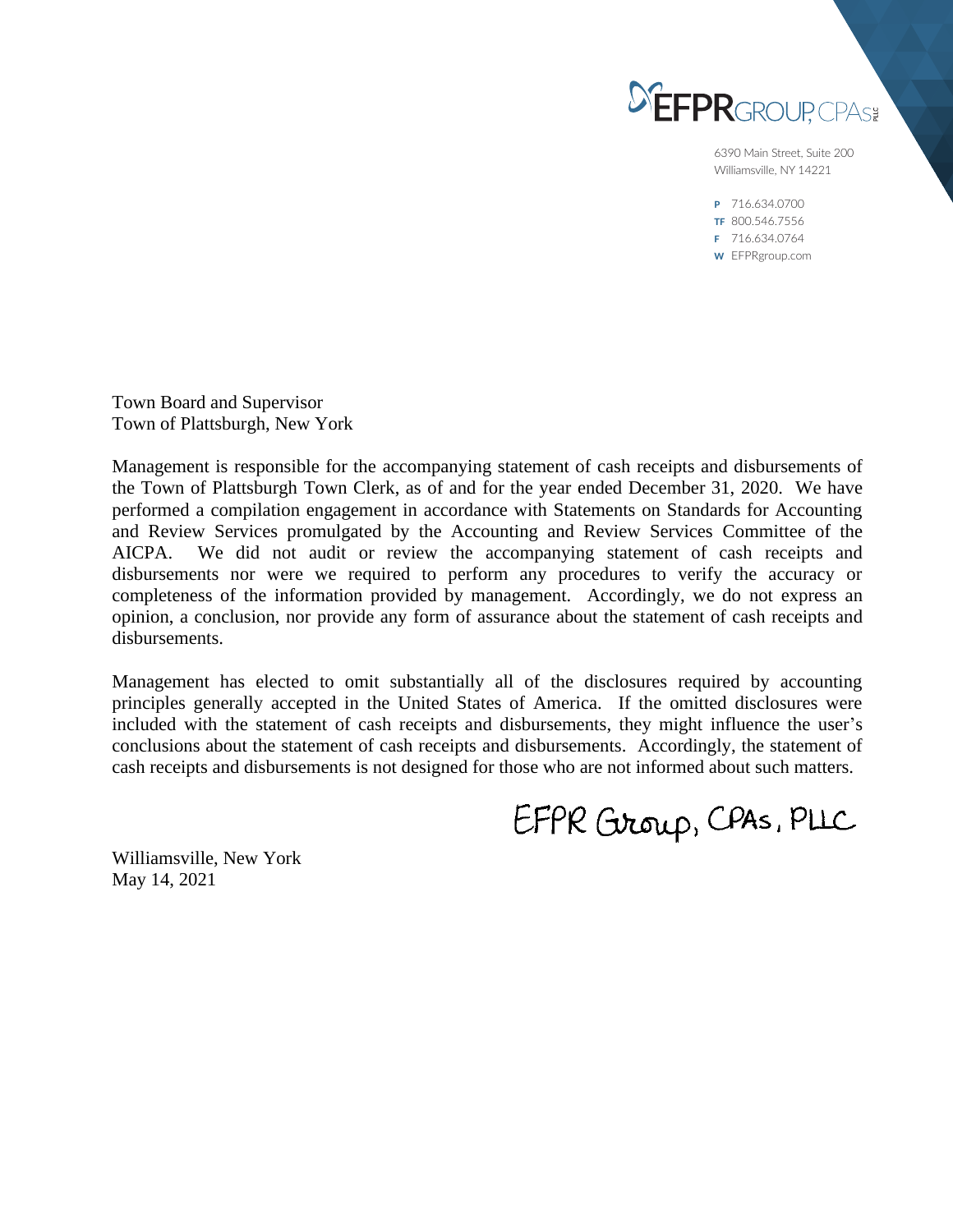EFPR GROUP, CPAs PLLC

6390 Main Street, Suite 200
Williamsville, NY 14221

P 716.634.0700
TF 800.546.7556
F 716.634.0764
W EFPRgroup.com

Town Board and Supervisor
Town of Plattsburgh, New York

Management is responsible for the accompanying statement of cash receipts and disbursements of the Town of Plattsburgh Town Clerk, as of and for the year ended December 31, 2020. We have performed a compilation engagement in accordance with Statements on Standards for Accounting and Review Services promulgated by the Accounting and Review Services Committee of the AICPA. We did not audit or review the accompanying statement of cash receipts and disbursements nor were we required to perform any procedures to verify the accuracy or completeness of the information provided by management. Accordingly, we do not express an opinion, a conclusion, nor provide any form of assurance about the statement of cash receipts and disbursements.

Management has elected to omit substantially all of the disclosures required by accounting principles generally accepted in the United States of America. If the omitted disclosures were included with the statement of cash receipts and disbursements, they might influence the user's conclusions about the statement of cash receipts and disbursements. Accordingly, the statement of cash receipts and disbursements is not designed for those who are not informed about such matters.

EFPR Group, CPAs, PLLC

Williamsville, New York
May 14, 2021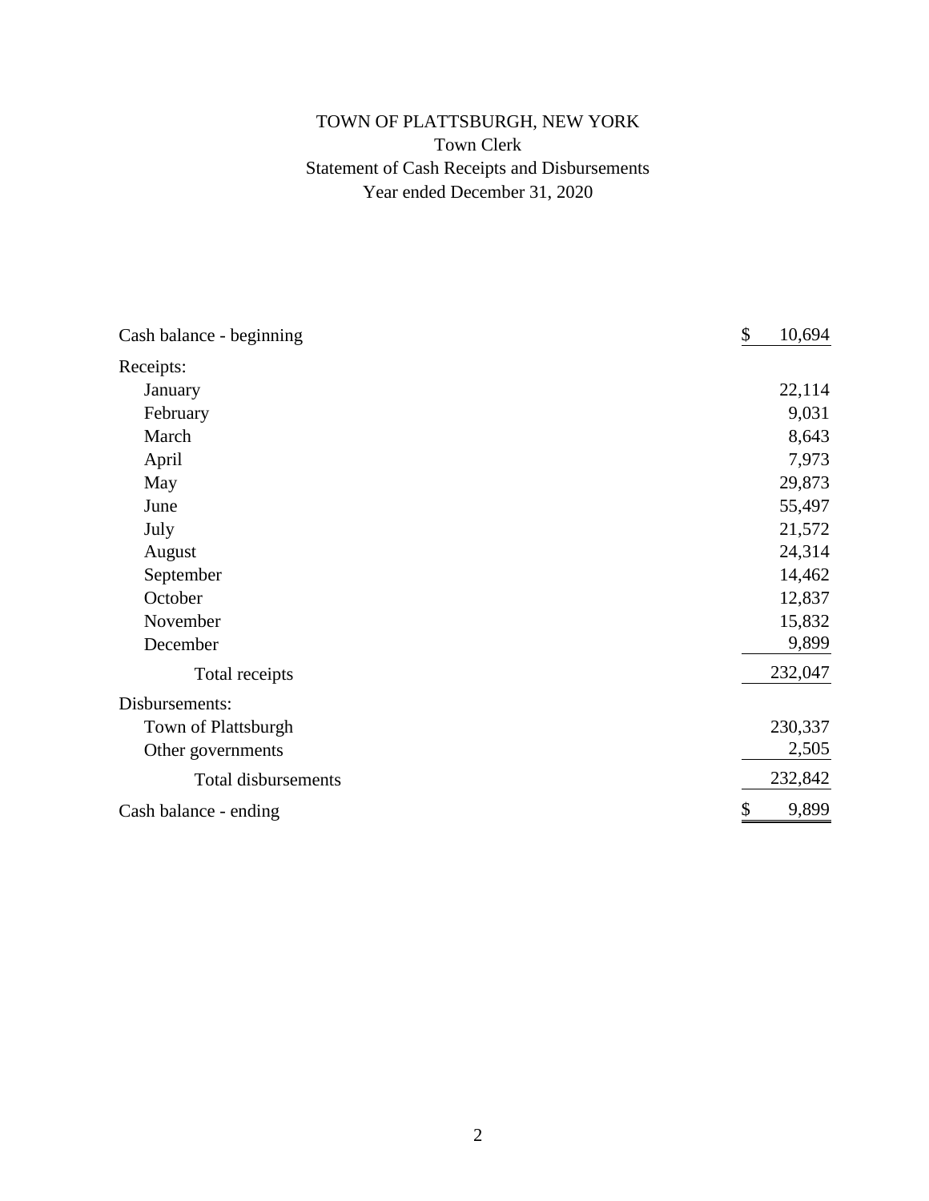# TOWN OF PLATTSBURGH, NEW YORK

## Town Clerk

### Statement of Cash Receipts and Disbursements

### Year ended December 31, 2020

| | |
|---|---|
| Cash balance - beginning | $ 10,694 |
| Receipts: | |
| January | 22,114 |
| February | 9,031 |
| March | 8,643 |
| April | 7,973 |
| May | 29,873 |
| June | 55,497 |
| July | 21,572 |
| August | 24,314 |
| September | 14,462 |
| October | 12,837 |
| November | 15,832 |
| December | 9,899 |
| Total receipts | 232,047 |
| Disbursements: | |
| Town of Plattsburgh | 230,337 |
| Other governments | 2,505 |
| Total disbursements | 232,842 |
| Cash balance - ending | $ 9,899 |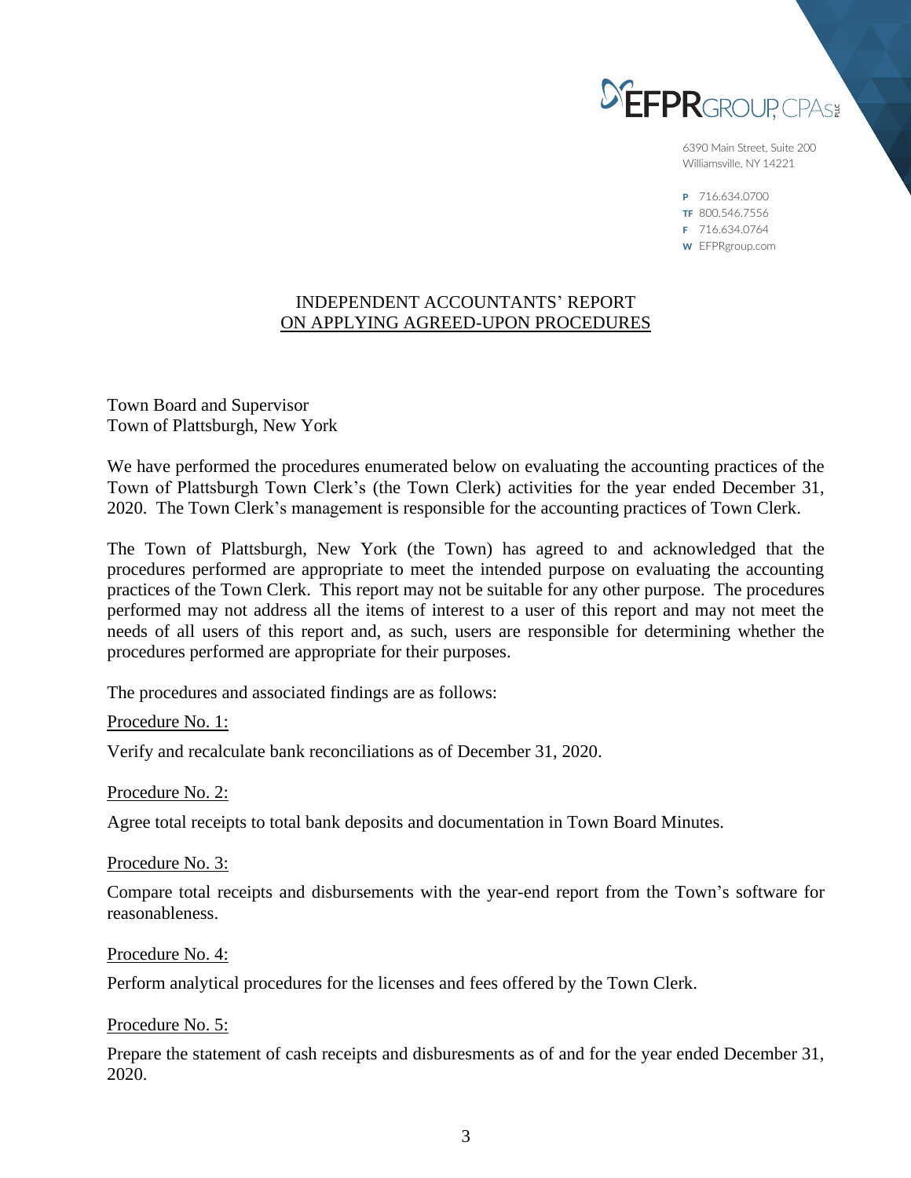EFPR GROUP, CPAs PLLC

6390 Main Street, Suite 200
Williamsville, NY 14221

P 716.634.0700
TF 800.546.7556
F 716.634.0764
W EFPRgroup.com

# INDEPENDENT ACCOUNTANTS' REPORT ON APPLYING AGREED-UPON PROCEDURES

Town Board and Supervisor
Town of Plattsburgh, New York

We have performed the procedures enumerated below on evaluating the accounting practices of the Town of Plattsburgh Town Clerk's (the Town Clerk) activities for the year ended December 31, 2020. The Town Clerk's management is responsible for the accounting practices of Town Clerk.

The Town of Plattsburgh, New York (the Town) has agreed to and acknowledged that the procedures performed are appropriate to meet the intended purpose on evaluating the accounting practices of the Town Clerk. This report may not be suitable for any other purpose. The procedures performed may not address all the items of interest to a user of this report and may not meet the needs of all users of this report and, as such, users are responsible for determining whether the procedures performed are appropriate for their purposes.

The procedures and associated findings are as follows:

Procedure No. 1:

Verify and recalculate bank reconciliations as of December 31, 2020.

Procedure No. 2:

Agree total receipts to total bank deposits and documentation in Town Board Minutes.

Procedure No. 3:

Compare total receipts and disbursements with the year-end report from the Town's software for reasonableness.

Procedure No. 4:

Perform analytical procedures for the licenses and fees offered by the Town Clerk.

Procedure No. 5:

Prepare the statement of cash receipts and disburesments as of and for the year ended December 31, 2020.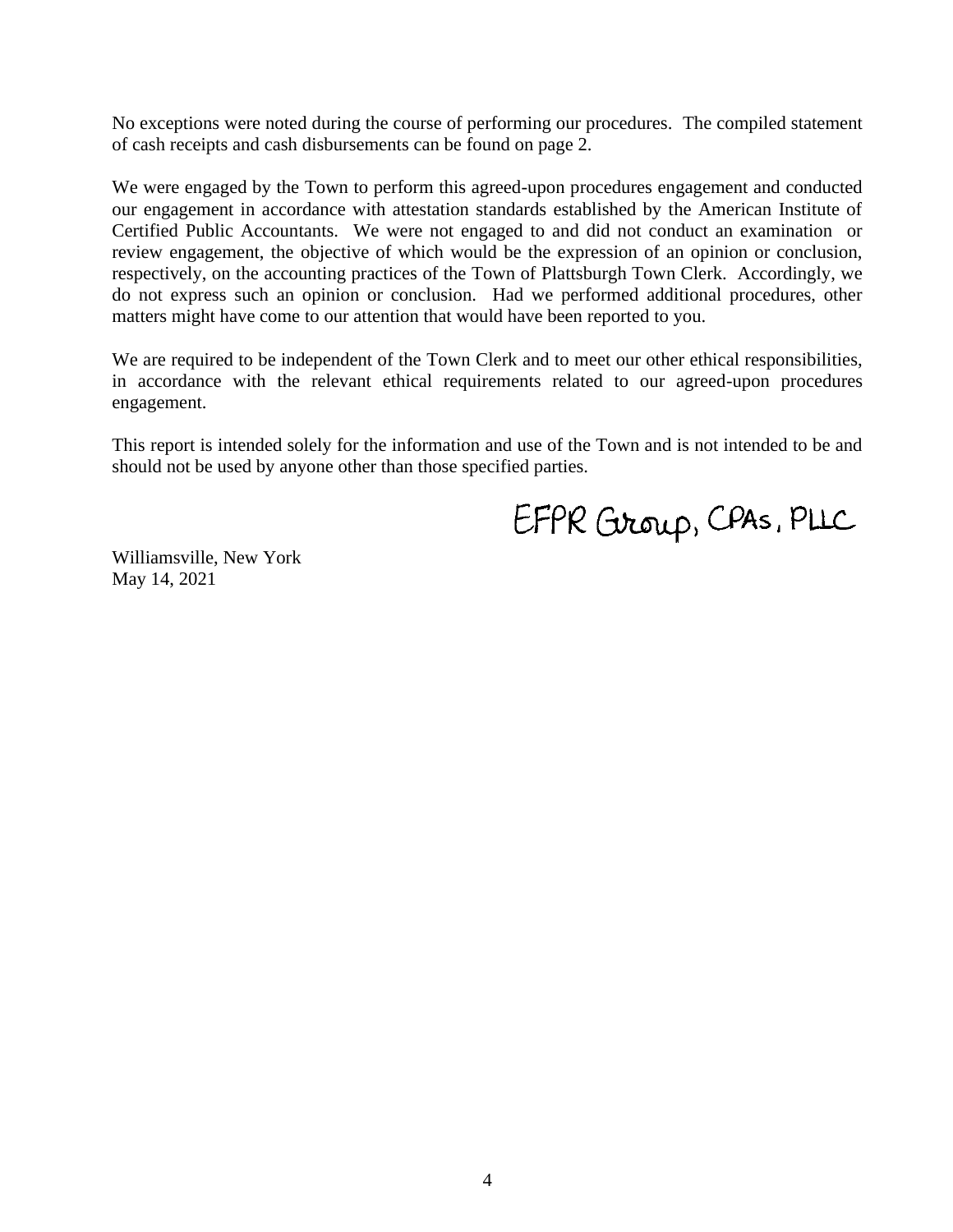No exceptions were noted during the course of performing our procedures. The compiled statement of cash receipts and cash disbursements can be found on page 2.

We were engaged by the Town to perform this agreed-upon procedures engagement and conducted our engagement in accordance with attestation standards established by the American Institute of Certified Public Accountants. We were not engaged to and did not conduct an examination or review engagement, the objective of which would be the expression of an opinion or conclusion, respectively, on the accounting practices of the Town of Plattsburgh Town Clerk. Accordingly, we do not express such an opinion or conclusion. Had we performed additional procedures, other matters might have come to our attention that would have been reported to you.

We are required to be independent of the Town Clerk and to meet our other ethical responsibilities, in accordance with the relevant ethical requirements related to our agreed-upon procedures engagement.

This report is intended solely for the information and use of the Town and is not intended to be and should not be used by anyone other than those specified parties.

EFPR Group, CPAs, PLLC

Williamsville, New York
May 14, 2021